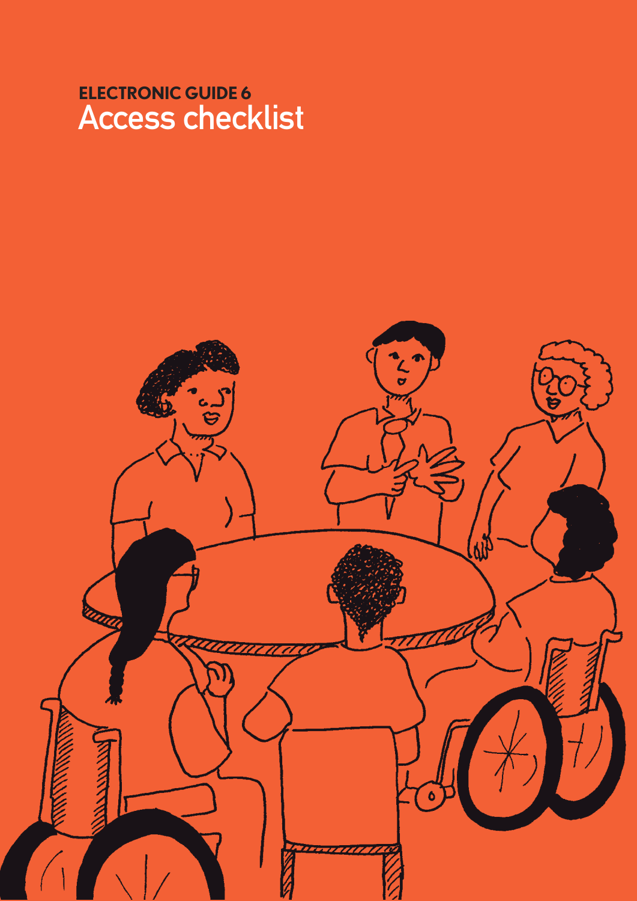**ELECTRONIC GUIDE 6**

# Access checklist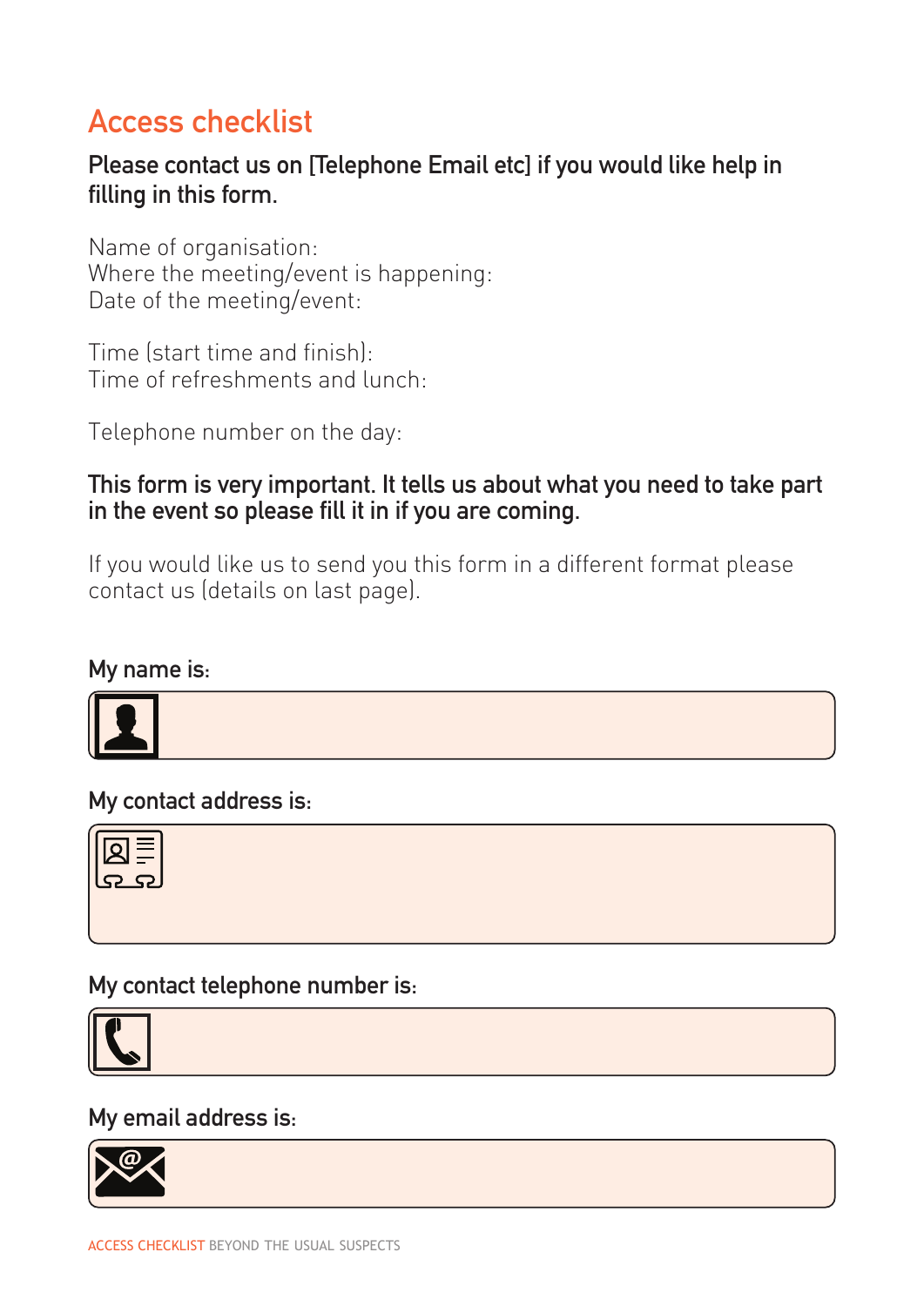# Access checklist

**Please contact us on [Telephone Email etc] if you would like help in filling in this form.**

Name of organisation:
Where the meeting/event is happening:
Date of the meeting/event:

Time (start time and finish):
Time of refreshments and lunch:

Telephone number on the day:

**This form is very important. It tells us about what you need to take part in the event so please fill it in if you are coming.**

If you would like us to send you this form in a different format please contact us (details on last page).

**My name is:**

**My contact address is:**

**My contact telephone number is:**

**My email address is:**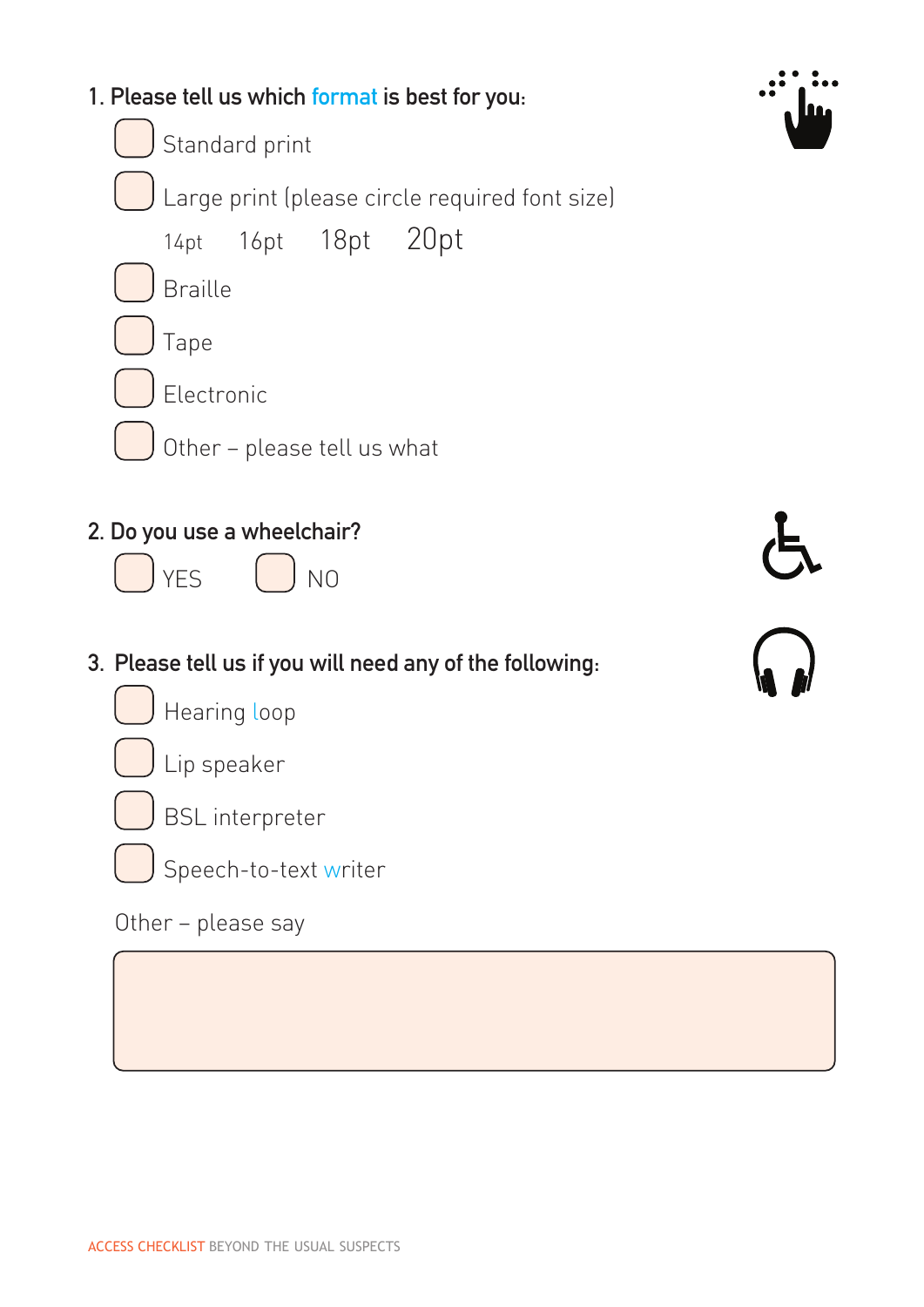1. **Please tell us which format is best for you:**

- [ ] Standard print
- [ ] Large print (please circle required font size)

  14pt  16pt  18pt  20pt

- [ ] Braille
- [ ] Tape
- [ ] Electronic
- [ ] Other – please tell us what

2. **Do you use a wheelchair?**

- [ ] YES
- [ ] NO

3. **Please tell us if you will need any of the following:**

- [ ] Hearing loop
- [ ] Lip speaker
- [ ] BSL interpreter
- [ ] Speech-to-text writer

Other – please say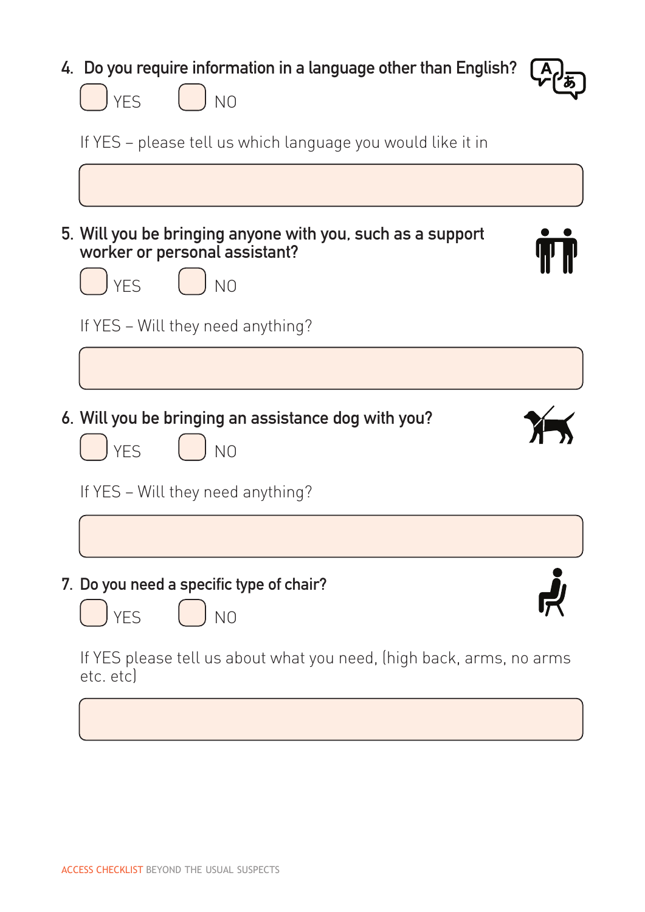4. **Do you require information in a language other than English?**

☐ YES ☐ NO

If YES – please tell us which language you would like it in

5. **Will you be bringing anyone with you, such as a support worker or personal assistant?**

☐ YES ☐ NO

If YES – Will they need anything?

6. **Will you be bringing an assistance dog with you?**

☐ YES ☐ NO

If YES – Will they need anything?

7. **Do you need a specific type of chair?**

☐ YES ☐ NO

If YES please tell us about what you need, (high back, arms, no arms etc. etc)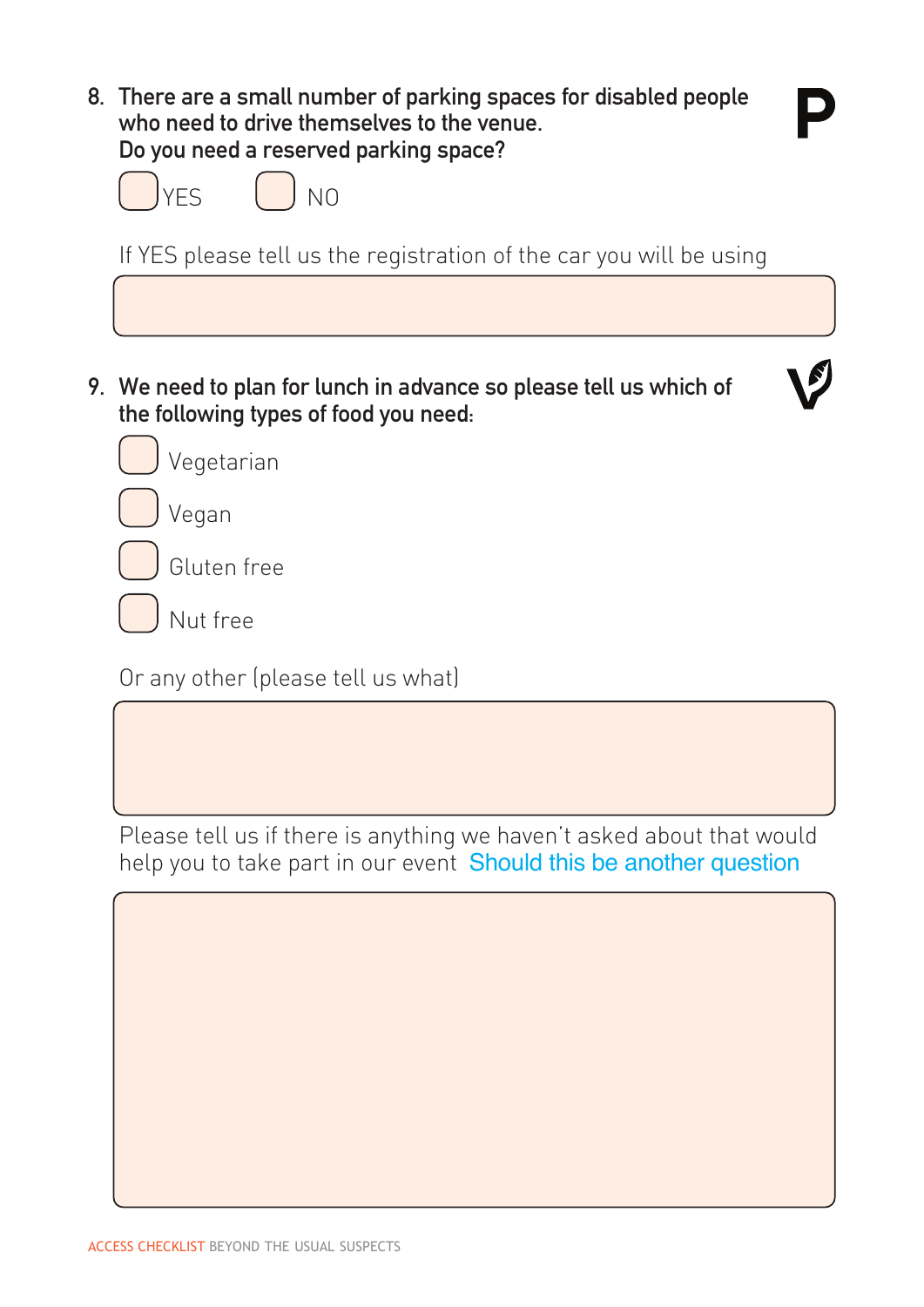8. **There are a small number of parking spaces for disabled people who need to drive themselves to the venue. Do you need a reserved parking space?**

   ☐ YES ☐ NO

   If YES please tell us the registration of the car you will be using

9. **We need to plan for lunch in advance so please tell us which of the following types of food you need:**

   ☐ Vegetarian

   ☐ Vegan

   ☐ Gluten free

   ☐ Nut free

   Or any other (please tell us what)

   Please tell us if there is anything we haven't asked about that would help you to take part in our event Should this be another question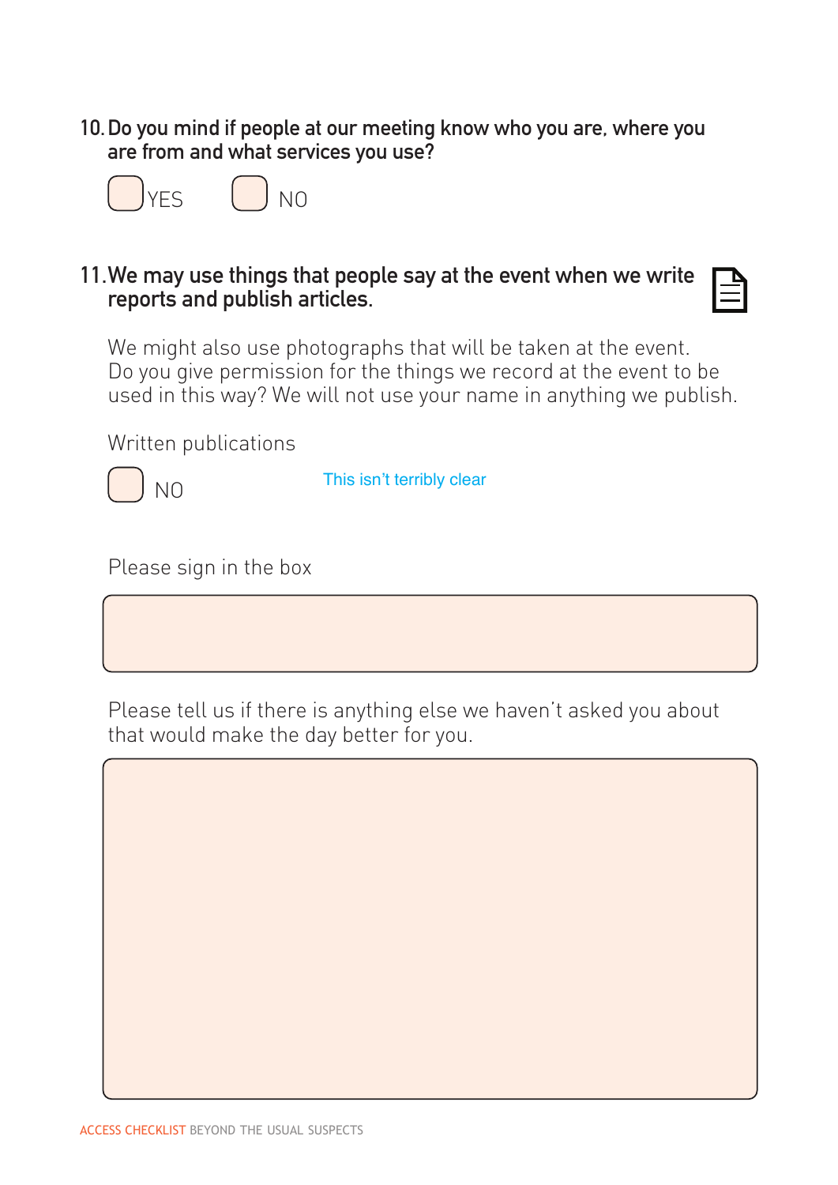**10. Do you mind if people at our meeting know who you are, where you are from and what services you use?**

☐ YES ☐ NO

**11. We may use things that people say at the event when we write reports and publish articles.**

We might also use photographs that will be taken at the event. Do you give permission for the things we record at the event to be used in this way? We will not use your name in anything we publish.

Written publications

☐ NO

This isn't terribly clear

Please sign in the box

Please tell us if there is anything else we haven't asked you about that would make the day better for you.